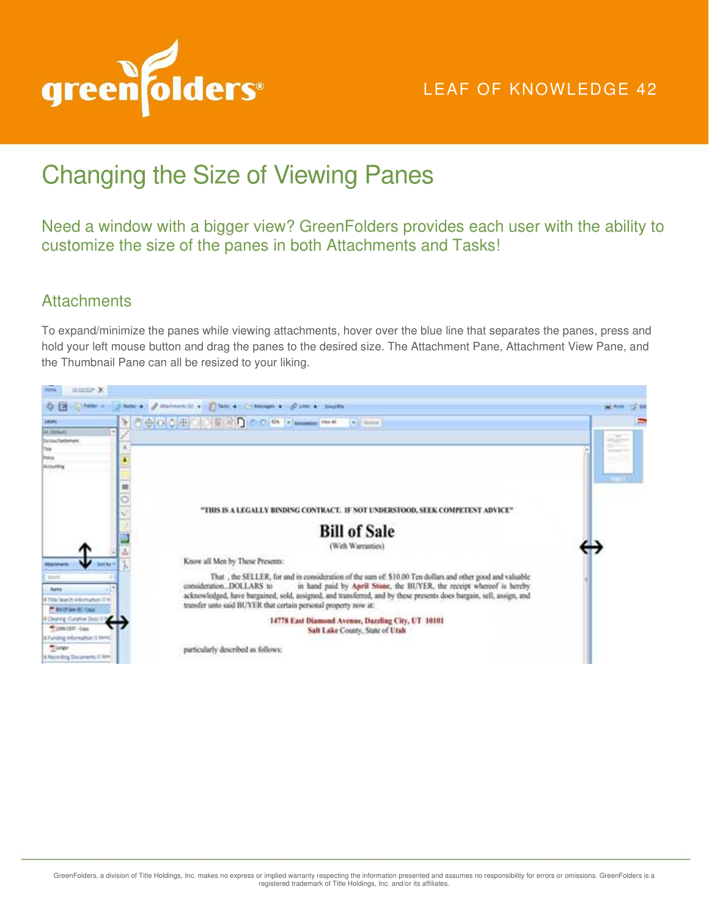LEAF OF KNOWLEDGE 42

# Changing the Size of Viewing Panes

Need a window with a bigger view? GreenFolders provides each user with the ability to customize the size of the panes in both Attachments and Tasks!

## Attachments

To expand/minimize the panes while viewing attachments, hover over the blue line that separates the panes, press and hold your left mouse button and drag the panes to the desired size. The Attachment Pane, Attachment View Pane, and the Thumbnail Pane can all be resized to your liking.

GreenFolders, a division of Title Holdings, Inc. makes no express or implied warranty respecting the information presented and assumes no responsibility for errors or omissions. GreenFolders is a registered trademark of Title Holdings, Inc. and/or its affiliates.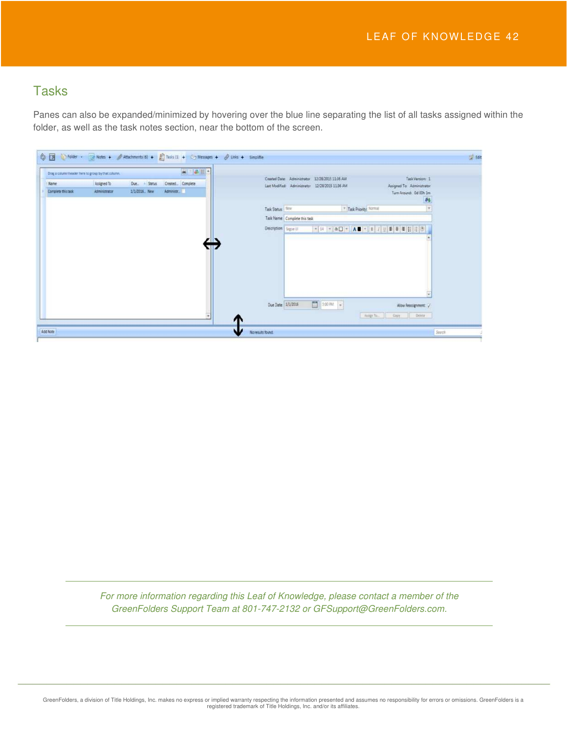## Tasks

Panes can also be expanded/minimized by hovering over the blue line separating the list of all tasks assigned within the folder, as well as the task notes section, near the bottom of the screen.

*For more information regarding this Leaf of Knowledge, please contact a member of the GreenFolders Support Team at 801-747-2132 or GFSupport@GreenFolders.com.*

GreenFolders, a division of Title Holdings, Inc. makes no express or implied warranty respecting the information presented and assumes no responsibility for errors or omissions. GreenFolders is a registered trademark of Title Holdings, Inc. and/or its affiliates.